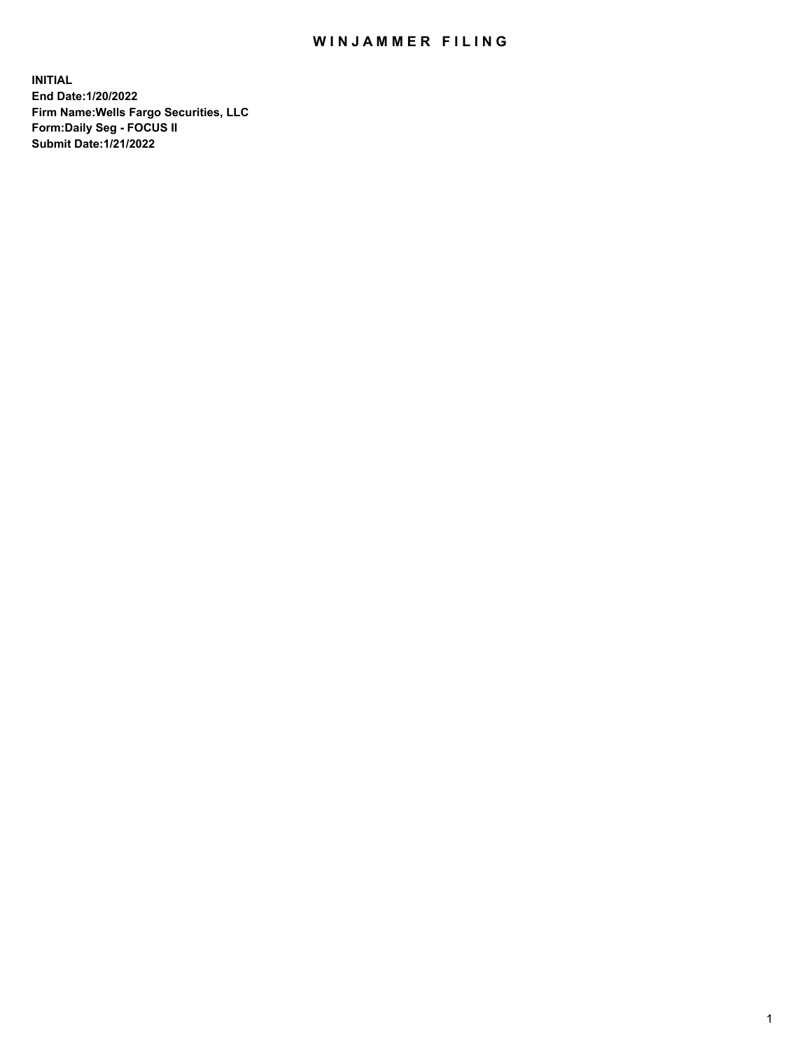# WINJAMMER FILING

**INITIAL**
**End Date:1/20/2022**
**Firm Name:Wells Fargo Securities, LLC**
**Form:Daily Seg - FOCUS II**
**Submit Date:1/21/2022**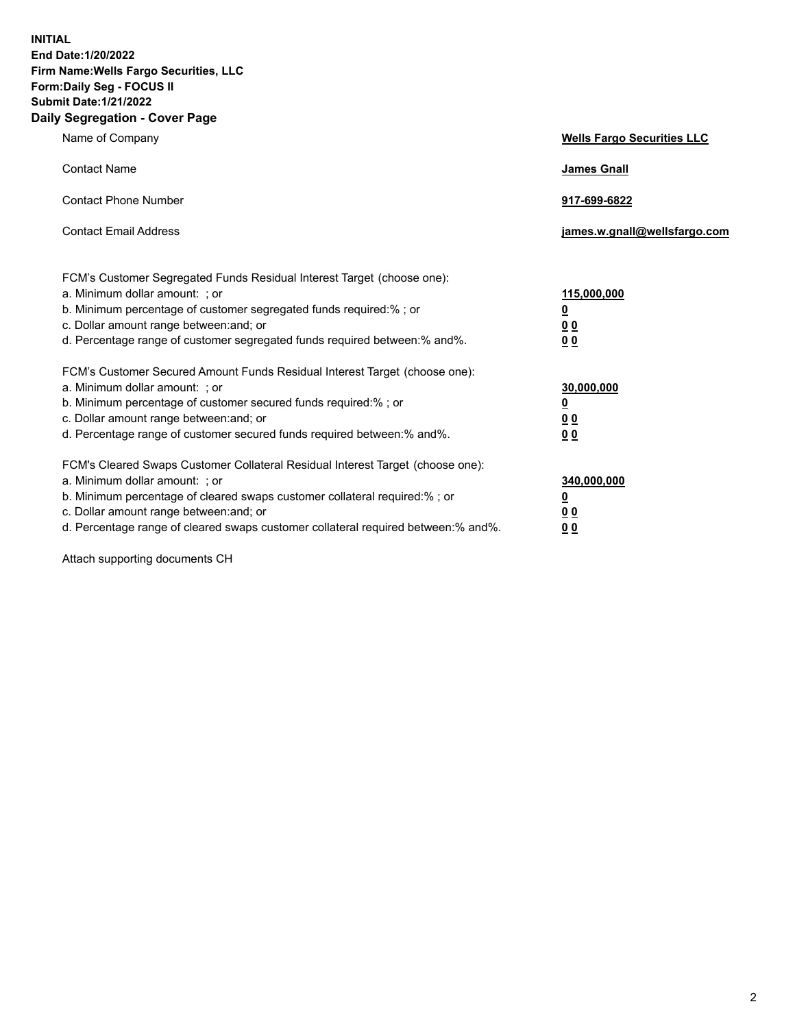**INITIAL**
**End Date:1/20/2022**
**Firm Name:Wells Fargo Securities, LLC**
**Form:Daily Seg - FOCUS II**
**Submit Date:1/21/2022**

## Daily Segregation - Cover Page

| | |
|---|---|
| Name of Company | **Wells Fargo Securities LLC** |
| Contact Name | **James Gnall** |
| Contact Phone Number | **917-699-6822** |
| Contact Email Address | **james.w.gnall@wellsfargo.com** |

FCM's Customer Segregated Funds Residual Interest Target (choose one):

| | |
|---|---|
| a. Minimum dollar amount: ; or | **115,000,000** |
| b. Minimum percentage of customer segregated funds required:% ; or | **0** |
| c. Dollar amount range between:and; or | **0 0** |
| d. Percentage range of customer segregated funds required between:% and%. | **0 0** |

FCM's Customer Secured Amount Funds Residual Interest Target (choose one):

| | |
|---|---|
| a. Minimum dollar amount: ; or | **30,000,000** |
| b. Minimum percentage of customer secured funds required:% ; or | **0** |
| c. Dollar amount range between:and; or | **0 0** |
| d. Percentage range of customer secured funds required between:% and%. | **0 0** |

FCM's Cleared Swaps Customer Collateral Residual Interest Target (choose one):

| | |
|---|---|
| a. Minimum dollar amount: ; or | **340,000,000** |
| b. Minimum percentage of cleared swaps customer collateral required:% ; or | **0** |
| c. Dollar amount range between:and; or | **0 0** |
| d. Percentage range of cleared swaps customer collateral required between:% and%. | **0 0** |

Attach supporting documents CH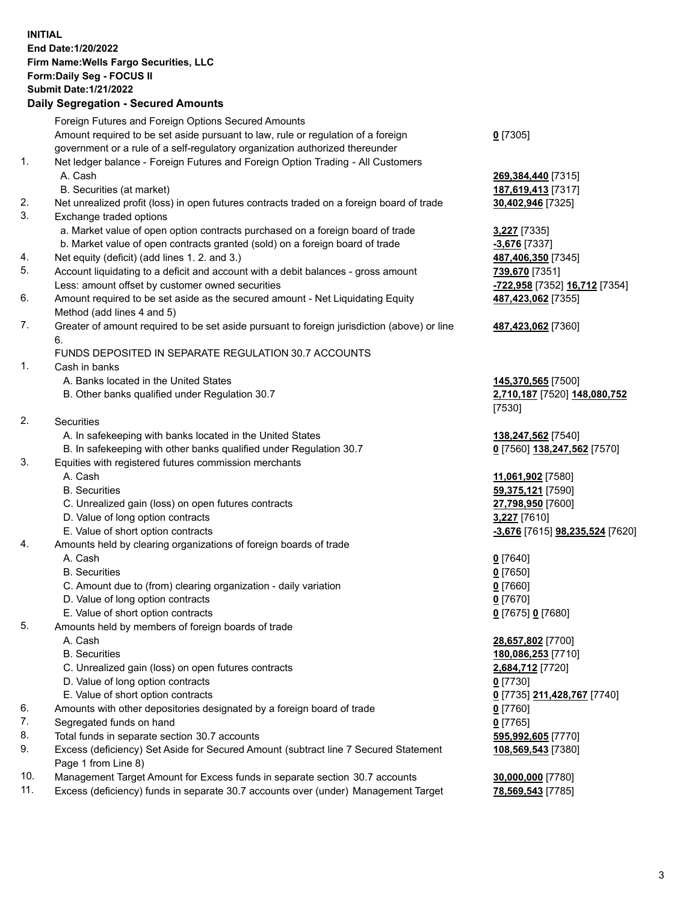**INITIAL**
**End Date:1/20/2022**
**Firm Name:Wells Fargo Securities, LLC**
**Form:Daily Seg - FOCUS II**
**Submit Date:1/21/2022**
**Daily Segregation - Secured Amounts**

| | | |
|---|---|---|
| | Foreign Futures and Foreign Options Secured Amounts | |
| | Amount required to be set aside pursuant to law, rule or regulation of a foreign government or a rule of a self-regulatory organization authorized thereunder | **0** [7305] |
| 1. | Net ledger balance - Foreign Futures and Foreign Option Trading - All Customers | |
| | A. Cash | **269,384,440** [7315] |
| | B. Securities (at market) | **187,619,413** [7317] |
| 2. | Net unrealized profit (loss) in open futures contracts traded on a foreign board of trade | **30,402,946** [7325] |
| 3. | Exchange traded options | |
| | a. Market value of open option contracts purchased on a foreign board of trade | **3,227** [7335] |
| | b. Market value of open contracts granted (sold) on a foreign board of trade | **-3,676** [7337] |
| 4. | Net equity (deficit) (add lines 1. 2. and 3.) | **487,406,350** [7345] |
| 5. | Account liquidating to a deficit and account with a debit balances - gross amount | **739,670** [7351] |
| | Less: amount offset by customer owned securities | **-722,958** [7352] **16,712** [7354] |
| 6. | Amount required to be set aside as the secured amount - Net Liquidating Equity Method (add lines 4 and 5) | **487,423,062** [7355] |
| 7. | Greater of amount required to be set aside pursuant to foreign jurisdiction (above) or line 6. | **487,423,062** [7360] |
| | FUNDS DEPOSITED IN SEPARATE REGULATION 30.7 ACCOUNTS | |
| 1. | Cash in banks | |
| | A. Banks located in the United States | **145,370,565** [7500] |
| | B. Other banks qualified under Regulation 30.7 | **2,710,187** [7520] **148,080,752** [7530] |
| 2. | Securities | |
| | A. In safekeeping with banks located in the United States | **138,247,562** [7540] |
| | B. In safekeeping with other banks qualified under Regulation 30.7 | **0** [7560] **138,247,562** [7570] |
| 3. | Equities with registered futures commission merchants | |
| | A. Cash | **11,061,902** [7580] |
| | B. Securities | **59,375,121** [7590] |
| | C. Unrealized gain (loss) on open futures contracts | **27,798,950** [7600] |
| | D. Value of long option contracts | **3,227** [7610] |
| | E. Value of short option contracts | **-3,676** [7615] **98,235,524** [7620] |
| 4. | Amounts held by clearing organizations of foreign boards of trade | |
| | A. Cash | **0** [7640] |
| | B. Securities | **0** [7650] |
| | C. Amount due to (from) clearing organization - daily variation | **0** [7660] |
| | D. Value of long option contracts | **0** [7670] |
| | E. Value of short option contracts | **0** [7675] **0** [7680] |
| 5. | Amounts held by members of foreign boards of trade | |
| | A. Cash | **28,657,802** [7700] |
| | B. Securities | **180,086,253** [7710] |
| | C. Unrealized gain (loss) on open futures contracts | **2,684,712** [7720] |
| | D. Value of long option contracts | **0** [7730] |
| | E. Value of short option contracts | **0** [7735] **211,428,767** [7740] |
| 6. | Amounts with other depositories designated by a foreign board of trade | **0** [7760] |
| 7. | Segregated funds on hand | **0** [7765] |
| 8. | Total funds in separate section 30.7 accounts | **595,992,605** [7770] |
| 9. | Excess (deficiency) Set Aside for Secured Amount (subtract line 7 Secured Statement Page 1 from Line 8) | **108,569,543** [7380] |
| 10. | Management Target Amount for Excess funds in separate section 30.7 accounts | **30,000,000** [7780] |
| 11. | Excess (deficiency) funds in separate 30.7 accounts over (under) Management Target | **78,569,543** [7785] |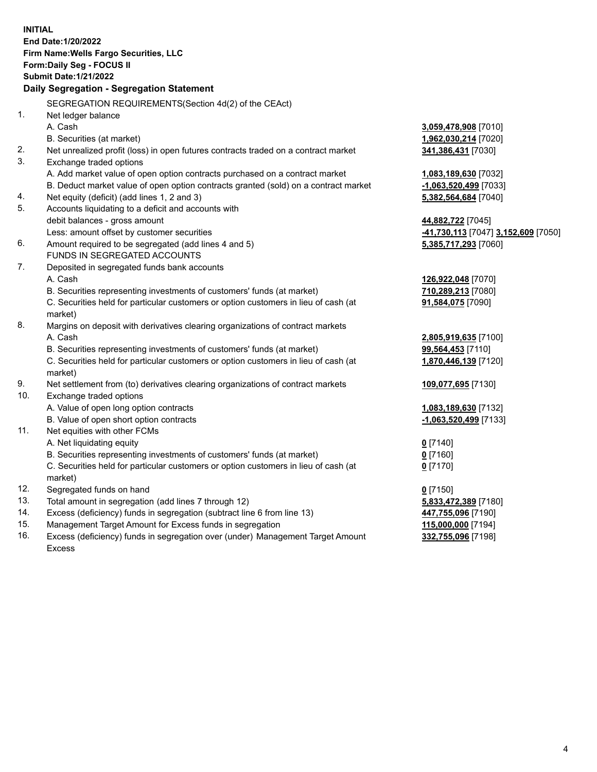**INITIAL**
**End Date:1/20/2022**
**Firm Name:Wells Fargo Securities, LLC**
**Form:Daily Seg - FOCUS II**
**Submit Date:1/21/2022**

## Daily Segregation - Segregation Statement

| | | |
|---|---|---|
| | SEGREGATION REQUIREMENTS(Section 4d(2) of the CEAct) | |
| 1. | Net ledger balance | |
| | A. Cash | **3,059,478,908** [7010] |
| | B. Securities (at market) | **1,962,030,214** [7020] |
| 2. | Net unrealized profit (loss) in open futures contracts traded on a contract market | **341,386,431** [7030] |
| 3. | Exchange traded options | |
| | A. Add market value of open option contracts purchased on a contract market | **1,083,189,630** [7032] |
| | B. Deduct market value of open option contracts granted (sold) on a contract market | **-1,063,520,499** [7033] |
| 4. | Net equity (deficit) (add lines 1, 2 and 3) | **5,382,564,684** [7040] |
| 5. | Accounts liquidating to a deficit and accounts with debit balances - gross amount | **44,882,722** [7045] |
| | Less: amount offset by customer securities | **-41,730,113** [7047] **3,152,609** [7050] |
| 6. | Amount required to be segregated (add lines 4 and 5) | **5,385,717,293** [7060] |
| | FUNDS IN SEGREGATED ACCOUNTS | |
| 7. | Deposited in segregated funds bank accounts | |
| | A. Cash | **126,922,048** [7070] |
| | B. Securities representing investments of customers' funds (at market) | **710,289,213** [7080] |
| | C. Securities held for particular customers or option customers in lieu of cash (at market) | **91,584,075** [7090] |
| 8. | Margins on deposit with derivatives clearing organizations of contract markets | |
| | A. Cash | **2,805,919,635** [7100] |
| | B. Securities representing investments of customers' funds (at market) | **99,564,453** [7110] |
| | C. Securities held for particular customers or option customers in lieu of cash (at market) | **1,870,446,139** [7120] |
| 9. | Net settlement from (to) derivatives clearing organizations of contract markets | **109,077,695** [7130] |
| 10. | Exchange traded options | |
| | A. Value of open long option contracts | **1,083,189,630** [7132] |
| | B. Value of open short option contracts | **-1,063,520,499** [7133] |
| 11. | Net equities with other FCMs | |
| | A. Net liquidating equity | **0** [7140] |
| | B. Securities representing investments of customers' funds (at market) | **0** [7160] |
| | C. Securities held for particular customers or option customers in lieu of cash (at market) | **0** [7170] |
| 12. | Segregated funds on hand | **0** [7150] |
| 13. | Total amount in segregation (add lines 7 through 12) | **5,833,472,389** [7180] |
| 14. | Excess (deficiency) funds in segregation (subtract line 6 from line 13) | **447,755,096** [7190] |
| 15. | Management Target Amount for Excess funds in segregation | **115,000,000** [7194] |
| 16. | Excess (deficiency) funds in segregation over (under) Management Target Amount Excess | **332,755,096** [7198] |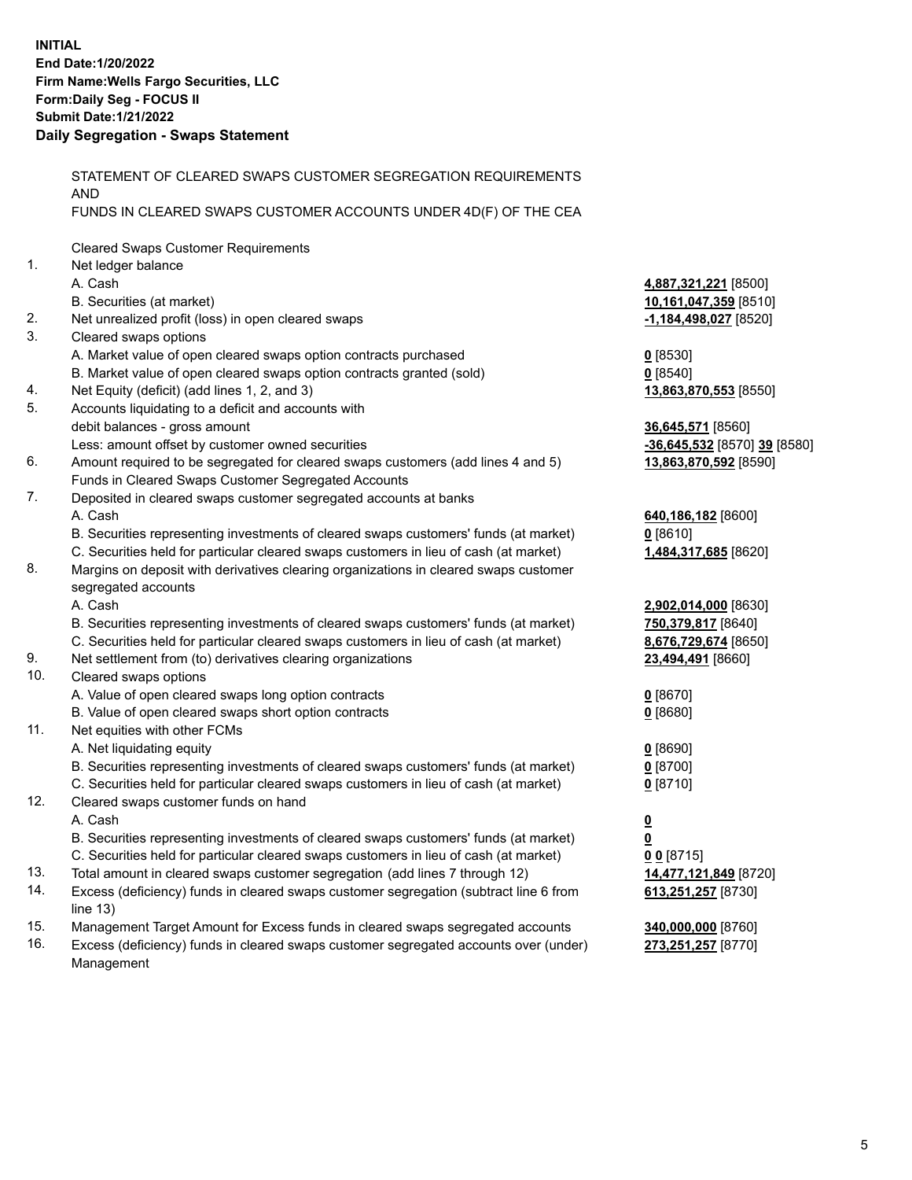**INITIAL**
**End Date:1/20/2022**
**Firm Name:Wells Fargo Securities, LLC**
**Form:Daily Seg - FOCUS II**
**Submit Date:1/21/2022**
**Daily Segregation - Swaps Statement**

STATEMENT OF CLEARED SWAPS CUSTOMER SEGREGATION REQUIREMENTS AND
FUNDS IN CLEARED SWAPS CUSTOMER ACCOUNTS UNDER 4D(F) OF THE CEA

| | | |
|---|---|---|
| | Cleared Swaps Customer Requirements | |
| 1. | Net ledger balance | |
| | A. Cash | **4,887,321,221** [8500] |
| | B. Securities (at market) | **10,161,047,359** [8510] |
| 2. | Net unrealized profit (loss) in open cleared swaps | **-1,184,498,027** [8520] |
| 3. | Cleared swaps options | |
| | A. Market value of open cleared swaps option contracts purchased | **0** [8530] |
| | B. Market value of open cleared swaps option contracts granted (sold) | **0** [8540] |
| 4. | Net Equity (deficit) (add lines 1, 2, and 3) | **13,863,870,553** [8550] |
| 5. | Accounts liquidating to a deficit and accounts with debit balances - gross amount | **36,645,571** [8560] |
| | Less: amount offset by customer owned securities | **-36,645,532** [8570] **39** [8580] |
| 6. | Amount required to be segregated for cleared swaps customers (add lines 4 and 5) | **13,863,870,592** [8590] |
| | Funds in Cleared Swaps Customer Segregated Accounts | |
| 7. | Deposited in cleared swaps customer segregated accounts at banks | |
| | A. Cash | **640,186,182** [8600] |
| | B. Securities representing investments of cleared swaps customers' funds (at market) | **0** [8610] |
| | C. Securities held for particular cleared swaps customers in lieu of cash (at market) | **1,484,317,685** [8620] |
| 8. | Margins on deposit with derivatives clearing organizations in cleared swaps customer segregated accounts | |
| | A. Cash | **2,902,014,000** [8630] |
| | B. Securities representing investments of cleared swaps customers' funds (at market) | **750,379,817** [8640] |
| | C. Securities held for particular cleared swaps customers in lieu of cash (at market) | **8,676,729,674** [8650] |
| 9. | Net settlement from (to) derivatives clearing organizations | **23,494,491** [8660] |
| 10. | Cleared swaps options | |
| | A. Value of open cleared swaps long option contracts | **0** [8670] |
| | B. Value of open cleared swaps short option contracts | **0** [8680] |
| 11. | Net equities with other FCMs | |
| | A. Net liquidating equity | **0** [8690] |
| | B. Securities representing investments of cleared swaps customers' funds (at market) | **0** [8700] |
| | C. Securities held for particular cleared swaps customers in lieu of cash (at market) | **0** [8710] |
| 12. | Cleared swaps customer funds on hand | |
| | A. Cash | **0** |
| | B. Securities representing investments of cleared swaps customers' funds (at market) | **0** |
| | C. Securities held for particular cleared swaps customers in lieu of cash (at market) | **0** **0** [8715] |
| 13. | Total amount in cleared swaps customer segregation (add lines 7 through 12) | **14,477,121,849** [8720] |
| 14. | Excess (deficiency) funds in cleared swaps customer segregation (subtract line 6 from line 13) | **613,251,257** [8730] |
| 15. | Management Target Amount for Excess funds in cleared swaps segregated accounts | **340,000,000** [8760] |
| 16. | Excess (deficiency) funds in cleared swaps customer segregated accounts over (under) Management | **273,251,257** [8770] |